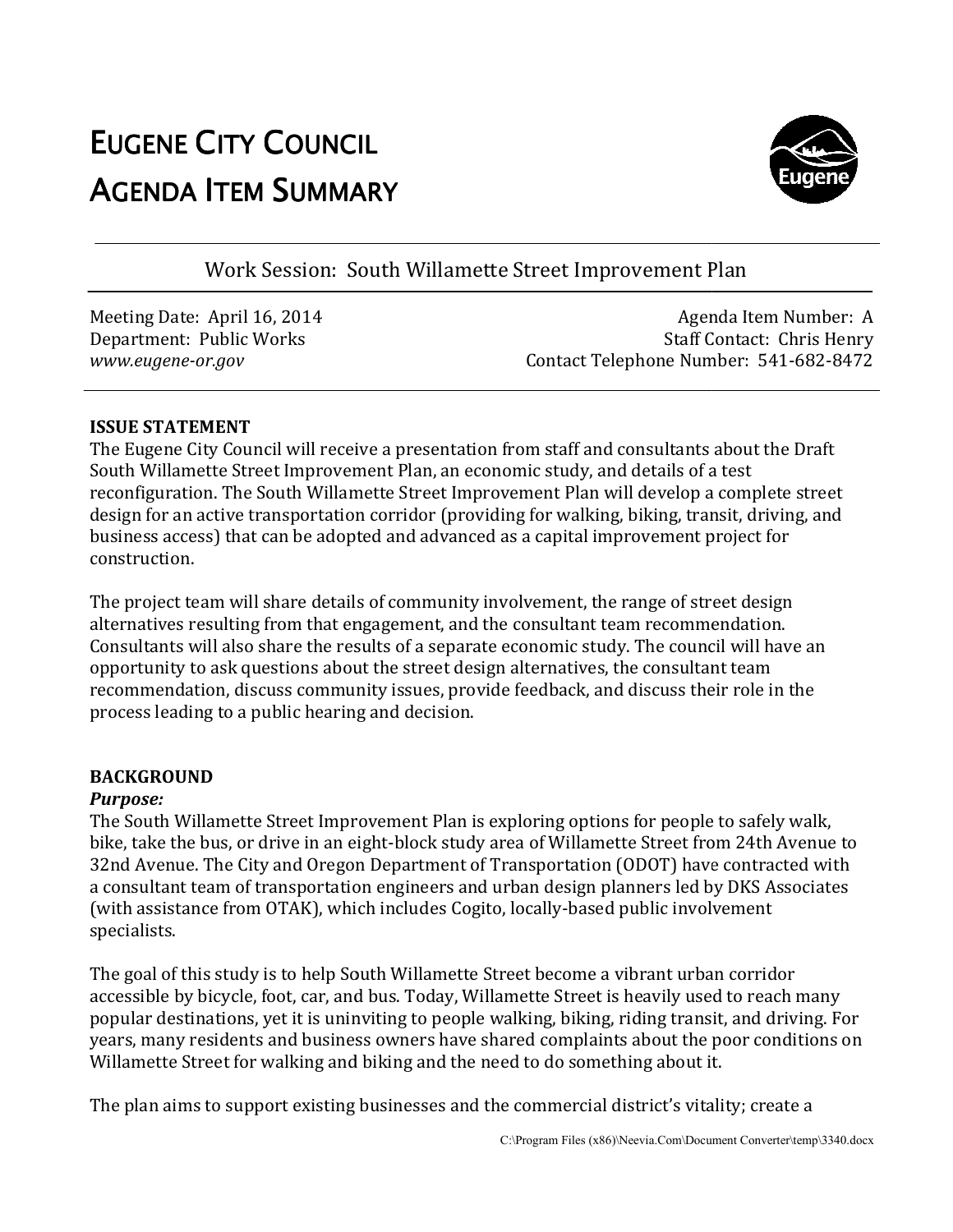# EUGENE CITY COUNCIL
# AGENDA ITEM SUMMARY

## Work Session: South Willamette Street Improvement Plan

Meeting Date: April 16, 2014
Agenda Item Number: A
Department: Public Works
Staff Contact: Chris Henry
*www.eugene-or.gov*
Contact Telephone Number: 541-682-8472

---

**ISSUE STATEMENT**

The Eugene City Council will receive a presentation from staff and consultants about the Draft South Willamette Street Improvement Plan, an economic study, and details of a test reconfiguration. The South Willamette Street Improvement Plan will develop a complete street design for an active transportation corridor (providing for walking, biking, transit, driving, and business access) that can be adopted and advanced as a capital improvement project for construction.

The project team will share details of community involvement, the range of street design alternatives resulting from that engagement, and the consultant team recommendation. Consultants will also share the results of a separate economic study. The council will have an opportunity to ask questions about the street design alternatives, the consultant team recommendation, discuss community issues, provide feedback, and discuss their role in the process leading to a public hearing and decision.

**BACKGROUND**

***Purpose:***

The South Willamette Street Improvement Plan is exploring options for people to safely walk, bike, take the bus, or drive in an eight-block study area of Willamette Street from 24th Avenue to 32nd Avenue. The City and Oregon Department of Transportation (ODOT) have contracted with a consultant team of transportation engineers and urban design planners led by DKS Associates (with assistance from OTAK), which includes Cogito, locally-based public involvement specialists.

The goal of this study is to help South Willamette Street become a vibrant urban corridor accessible by bicycle, foot, car, and bus. Today, Willamette Street is heavily used to reach many popular destinations, yet it is uninviting to people walking, biking, riding transit, and driving. For years, many residents and business owners have shared complaints about the poor conditions on Willamette Street for walking and biking and the need to do something about it.

The plan aims to support existing businesses and the commercial district's vitality; create a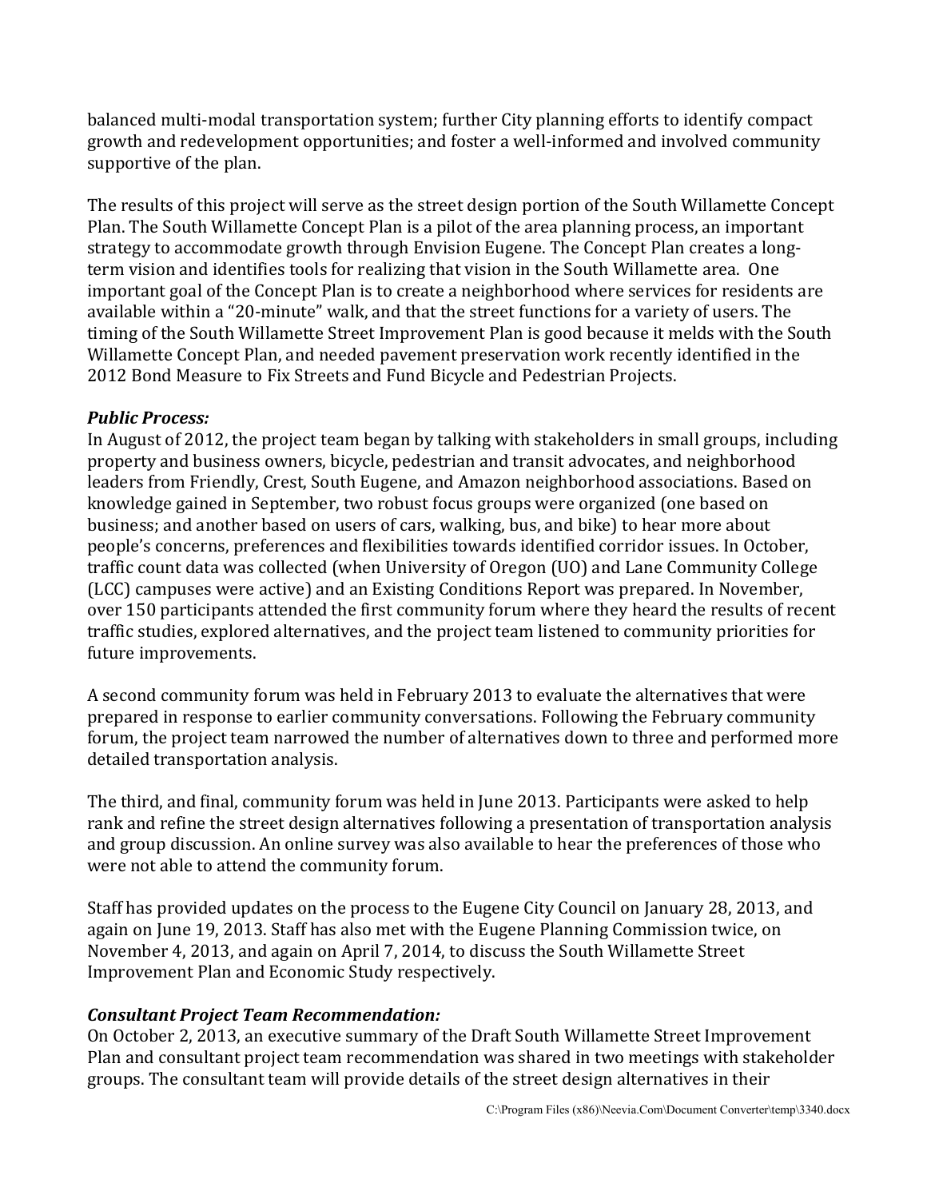balanced multi-modal transportation system; further City planning efforts to identify compact growth and redevelopment opportunities; and foster a well-informed and involved community supportive of the plan.

The results of this project will serve as the street design portion of the South Willamette Concept Plan. The South Willamette Concept Plan is a pilot of the area planning process, an important strategy to accommodate growth through Envision Eugene. The Concept Plan creates a long-term vision and identifies tools for realizing that vision in the South Willamette area. One important goal of the Concept Plan is to create a neighborhood where services for residents are available within a "20-minute" walk, and that the street functions for a variety of users. The timing of the South Willamette Street Improvement Plan is good because it melds with the South Willamette Concept Plan, and needed pavement preservation work recently identified in the 2012 Bond Measure to Fix Streets and Fund Bicycle and Pedestrian Projects.

***Public Process:***
In August of 2012, the project team began by talking with stakeholders in small groups, including property and business owners, bicycle, pedestrian and transit advocates, and neighborhood leaders from Friendly, Crest, South Eugene, and Amazon neighborhood associations. Based on knowledge gained in September, two robust focus groups were organized (one based on business; and another based on users of cars, walking, bus, and bike) to hear more about people's concerns, preferences and flexibilities towards identified corridor issues. In October, traffic count data was collected (when University of Oregon (UO) and Lane Community College (LCC) campuses were active) and an Existing Conditions Report was prepared. In November, over 150 participants attended the first community forum where they heard the results of recent traffic studies, explored alternatives, and the project team listened to community priorities for future improvements.

A second community forum was held in February 2013 to evaluate the alternatives that were prepared in response to earlier community conversations. Following the February community forum, the project team narrowed the number of alternatives down to three and performed more detailed transportation analysis.

The third, and final, community forum was held in June 2013. Participants were asked to help rank and refine the street design alternatives following a presentation of transportation analysis and group discussion. An online survey was also available to hear the preferences of those who were not able to attend the community forum.

Staff has provided updates on the process to the Eugene City Council on January 28, 2013, and again on June 19, 2013. Staff has also met with the Eugene Planning Commission twice, on November 4, 2013, and again on April 7, 2014, to discuss the South Willamette Street Improvement Plan and Economic Study respectively.

***Consultant Project Team Recommendation:***
On October 2, 2013, an executive summary of the Draft South Willamette Street Improvement Plan and consultant project team recommendation was shared in two meetings with stakeholder groups. The consultant team will provide details of the street design alternatives in their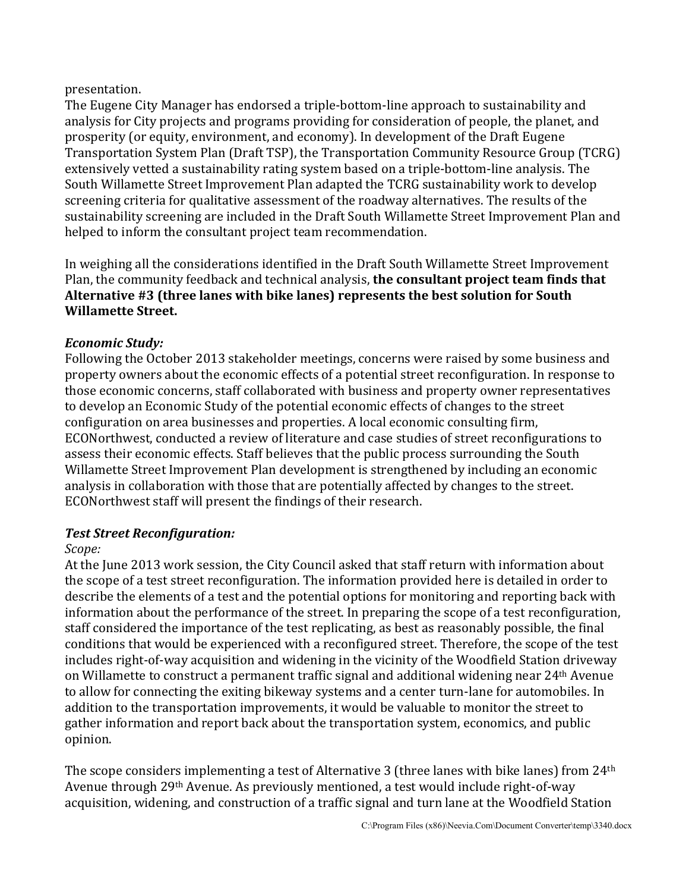presentation.

The Eugene City Manager has endorsed a triple-bottom-line approach to sustainability and analysis for City projects and programs providing for consideration of people, the planet, and prosperity (or equity, environment, and economy). In development of the Draft Eugene Transportation System Plan (Draft TSP), the Transportation Community Resource Group (TCRG) extensively vetted a sustainability rating system based on a triple-bottom-line analysis. The South Willamette Street Improvement Plan adapted the TCRG sustainability work to develop screening criteria for qualitative assessment of the roadway alternatives. The results of the sustainability screening are included in the Draft South Willamette Street Improvement Plan and helped to inform the consultant project team recommendation.

In weighing all the considerations identified in the Draft South Willamette Street Improvement Plan, the community feedback and technical analysis, **the consultant project team finds that Alternative #3 (three lanes with bike lanes) represents the best solution for South Willamette Street.**

***Economic Study:***

Following the October 2013 stakeholder meetings, concerns were raised by some business and property owners about the economic effects of a potential street reconfiguration. In response to those economic concerns, staff collaborated with business and property owner representatives to develop an Economic Study of the potential economic effects of changes to the street configuration on area businesses and properties. A local economic consulting firm, ECONorthwest, conducted a review of literature and case studies of street reconfigurations to assess their economic effects. Staff believes that the public process surrounding the South Willamette Street Improvement Plan development is strengthened by including an economic analysis in collaboration with those that are potentially affected by changes to the street. ECONorthwest staff will present the findings of their research.

***Test Street Reconfiguration:***

*Scope:*

At the June 2013 work session, the City Council asked that staff return with information about the scope of a test street reconfiguration. The information provided here is detailed in order to describe the elements of a test and the potential options for monitoring and reporting back with information about the performance of the street. In preparing the scope of a test reconfiguration, staff considered the importance of the test replicating, as best as reasonably possible, the final conditions that would be experienced with a reconfigured street. Therefore, the scope of the test includes right-of-way acquisition and widening in the vicinity of the Woodfield Station driveway on Willamette to construct a permanent traffic signal and additional widening near 24th Avenue to allow for connecting the exiting bikeway systems and a center turn-lane for automobiles. In addition to the transportation improvements, it would be valuable to monitor the street to gather information and report back about the transportation system, economics, and public opinion.

The scope considers implementing a test of Alternative 3 (three lanes with bike lanes) from 24th Avenue through 29th Avenue. As previously mentioned, a test would include right-of-way acquisition, widening, and construction of a traffic signal and turn lane at the Woodfield Station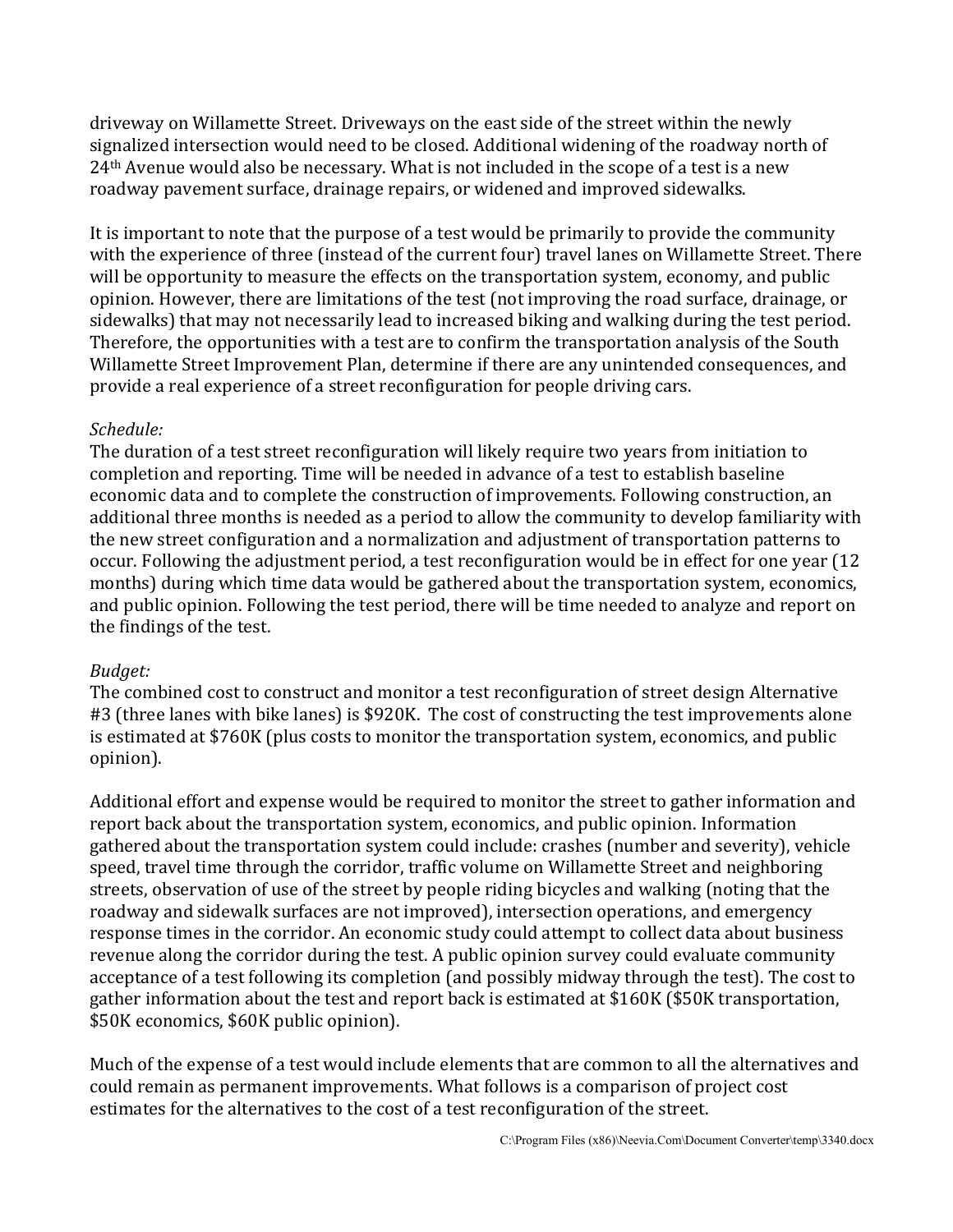driveway on Willamette Street. Driveways on the east side of the street within the newly signalized intersection would need to be closed. Additional widening of the roadway north of 24th Avenue would also be necessary. What is not included in the scope of a test is a new roadway pavement surface, drainage repairs, or widened and improved sidewalks.

It is important to note that the purpose of a test would be primarily to provide the community with the experience of three (instead of the current four) travel lanes on Willamette Street. There will be opportunity to measure the effects on the transportation system, economy, and public opinion. However, there are limitations of the test (not improving the road surface, drainage, or sidewalks) that may not necessarily lead to increased biking and walking during the test period. Therefore, the opportunities with a test are to confirm the transportation analysis of the South Willamette Street Improvement Plan, determine if there are any unintended consequences, and provide a real experience of a street reconfiguration for people driving cars.

*Schedule:*
The duration of a test street reconfiguration will likely require two years from initiation to completion and reporting. Time will be needed in advance of a test to establish baseline economic data and to complete the construction of improvements. Following construction, an additional three months is needed as a period to allow the community to develop familiarity with the new street configuration and a normalization and adjustment of transportation patterns to occur. Following the adjustment period, a test reconfiguration would be in effect for one year (12 months) during which time data would be gathered about the transportation system, economics, and public opinion. Following the test period, there will be time needed to analyze and report on the findings of the test.

*Budget:*
The combined cost to construct and monitor a test reconfiguration of street design Alternative #3 (three lanes with bike lanes) is $920K. The cost of constructing the test improvements alone is estimated at $760K (plus costs to monitor the transportation system, economics, and public opinion).

Additional effort and expense would be required to monitor the street to gather information and report back about the transportation system, economics, and public opinion. Information gathered about the transportation system could include: crashes (number and severity), vehicle speed, travel time through the corridor, traffic volume on Willamette Street and neighboring streets, observation of use of the street by people riding bicycles and walking (noting that the roadway and sidewalk surfaces are not improved), intersection operations, and emergency response times in the corridor. An economic study could attempt to collect data about business revenue along the corridor during the test. A public opinion survey could evaluate community acceptance of a test following its completion (and possibly midway through the test). The cost to gather information about the test and report back is estimated at $160K ($50K transportation, $50K economics, $60K public opinion).

Much of the expense of a test would include elements that are common to all the alternatives and could remain as permanent improvements. What follows is a comparison of project cost estimates for the alternatives to the cost of a test reconfiguration of the street.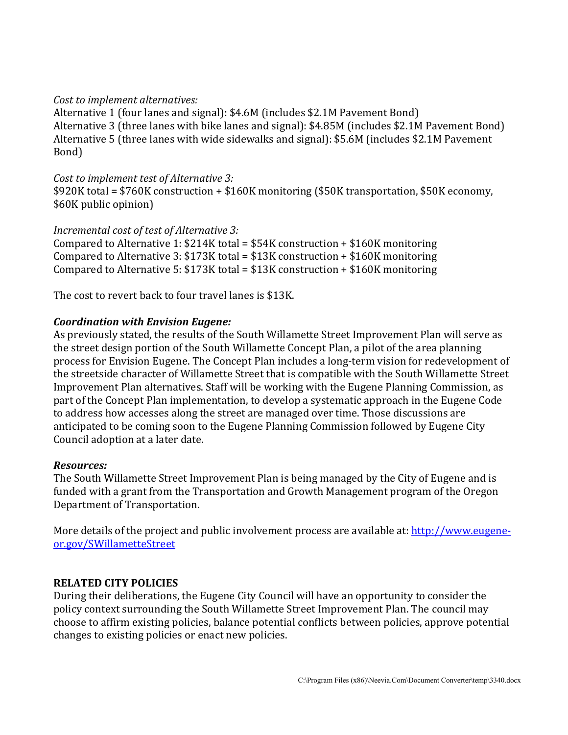*Cost to implement alternatives:*
Alternative 1 (four lanes and signal): $4.6M (includes $2.1M Pavement Bond)
Alternative 3 (three lanes with bike lanes and signal): $4.85M (includes $2.1M Pavement Bond)
Alternative 5 (three lanes with wide sidewalks and signal): $5.6M (includes $2.1M Pavement Bond)

*Cost to implement test of Alternative 3:*
$920K total = $760K construction + $160K monitoring ($50K transportation, $50K economy, $60K public opinion)

*Incremental cost of test of Alternative 3:*
Compared to Alternative 1: $214K total = $54K construction + $160K monitoring
Compared to Alternative 3: $173K total = $13K construction + $160K monitoring
Compared to Alternative 5: $173K total = $13K construction + $160K monitoring

The cost to revert back to four travel lanes is $13K.

***Coordination with Envision Eugene:***
As previously stated, the results of the South Willamette Street Improvement Plan will serve as the street design portion of the South Willamette Concept Plan, a pilot of the area planning process for Envision Eugene. The Concept Plan includes a long-term vision for redevelopment of the streetside character of Willamette Street that is compatible with the South Willamette Street Improvement Plan alternatives. Staff will be working with the Eugene Planning Commission, as part of the Concept Plan implementation, to develop a systematic approach in the Eugene Code to address how accesses along the street are managed over time. Those discussions are anticipated to be coming soon to the Eugene Planning Commission followed by Eugene City Council adoption at a later date.

***Resources:***
The South Willamette Street Improvement Plan is being managed by the City of Eugene and is funded with a grant from the Transportation and Growth Management program of the Oregon Department of Transportation.

More details of the project and public involvement process are available at: [http://www.eugene-or.gov/SWillametteStreet](http://www.eugene-or.gov/SWillametteStreet)

**RELATED CITY POLICIES**
During their deliberations, the Eugene City Council will have an opportunity to consider the policy context surrounding the South Willamette Street Improvement Plan. The council may choose to affirm existing policies, balance potential conflicts between policies, approve potential changes to existing policies or enact new policies.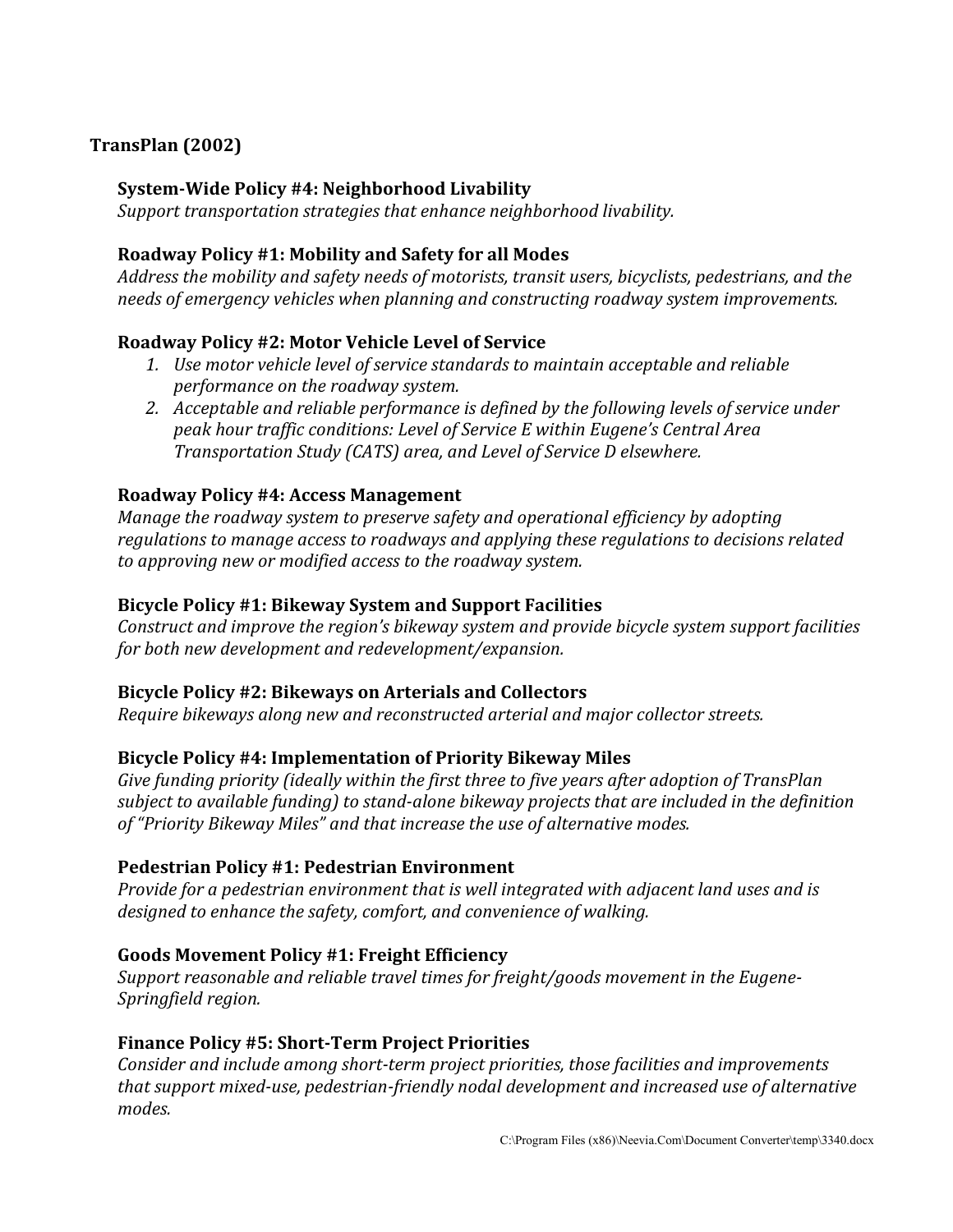## TransPlan (2002)

### System-Wide Policy #4: Neighborhood Livability

*Support transportation strategies that enhance neighborhood livability.*

### Roadway Policy #1: Mobility and Safety for all Modes

*Address the mobility and safety needs of motorists, transit users, bicyclists, pedestrians, and the needs of emergency vehicles when planning and constructing roadway system improvements.*

### Roadway Policy #2: Motor Vehicle Level of Service

1. *Use motor vehicle level of service standards to maintain acceptable and reliable performance on the roadway system.*
2. *Acceptable and reliable performance is defined by the following levels of service under peak hour traffic conditions: Level of Service E within Eugene's Central Area Transportation Study (CATS) area, and Level of Service D elsewhere.*

### Roadway Policy #4: Access Management

*Manage the roadway system to preserve safety and operational efficiency by adopting regulations to manage access to roadways and applying these regulations to decisions related to approving new or modified access to the roadway system.*

### Bicycle Policy #1: Bikeway System and Support Facilities

*Construct and improve the region's bikeway system and provide bicycle system support facilities for both new development and redevelopment/expansion.*

### Bicycle Policy #2: Bikeways on Arterials and Collectors

*Require bikeways along new and reconstructed arterial and major collector streets.*

### Bicycle Policy #4: Implementation of Priority Bikeway Miles

*Give funding priority (ideally within the first three to five years after adoption of TransPlan subject to available funding) to stand-alone bikeway projects that are included in the definition of "Priority Bikeway Miles" and that increase the use of alternative modes.*

### Pedestrian Policy #1: Pedestrian Environment

*Provide for a pedestrian environment that is well integrated with adjacent land uses and is designed to enhance the safety, comfort, and convenience of walking.*

### Goods Movement Policy #1: Freight Efficiency

*Support reasonable and reliable travel times for freight/goods movement in the Eugene-Springfield region.*

### Finance Policy #5: Short-Term Project Priorities

*Consider and include among short-term project priorities, those facilities and improvements that support mixed-use, pedestrian-friendly nodal development and increased use of alternative modes.*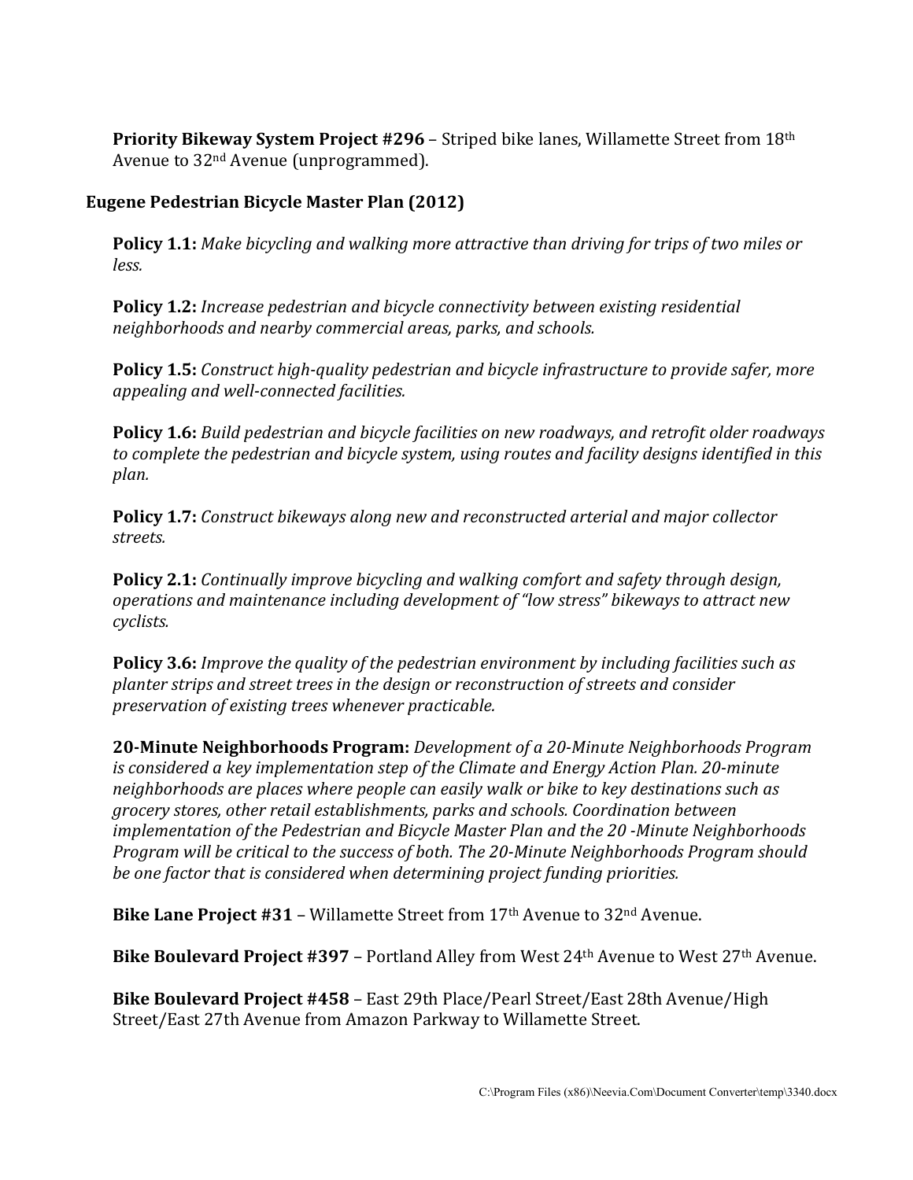**Priority Bikeway System Project #296** – Striped bike lanes, Willamette Street from 18th Avenue to 32nd Avenue (unprogrammed).

### Eugene Pedestrian Bicycle Master Plan (2012)

**Policy 1.1:** *Make bicycling and walking more attractive than driving for trips of two miles or less.*

**Policy 1.2:** *Increase pedestrian and bicycle connectivity between existing residential neighborhoods and nearby commercial areas, parks, and schools.*

**Policy 1.5:** *Construct high-quality pedestrian and bicycle infrastructure to provide safer, more appealing and well-connected facilities.*

**Policy 1.6:** *Build pedestrian and bicycle facilities on new roadways, and retrofit older roadways to complete the pedestrian and bicycle system, using routes and facility designs identified in this plan.*

**Policy 1.7:** *Construct bikeways along new and reconstructed arterial and major collector streets.*

**Policy 2.1:** *Continually improve bicycling and walking comfort and safety through design, operations and maintenance including development of "low stress" bikeways to attract new cyclists.*

**Policy 3.6:** *Improve the quality of the pedestrian environment by including facilities such as planter strips and street trees in the design or reconstruction of streets and consider preservation of existing trees whenever practicable.*

**20-Minute Neighborhoods Program:** *Development of a 20-Minute Neighborhoods Program is considered a key implementation step of the Climate and Energy Action Plan. 20-minute neighborhoods are places where people can easily walk or bike to key destinations such as grocery stores, other retail establishments, parks and schools. Coordination between implementation of the Pedestrian and Bicycle Master Plan and the 20 -Minute Neighborhoods Program will be critical to the success of both. The 20-Minute Neighborhoods Program should be one factor that is considered when determining project funding priorities.*

**Bike Lane Project #31** – Willamette Street from 17th Avenue to 32nd Avenue.

**Bike Boulevard Project #397** – Portland Alley from West 24th Avenue to West 27th Avenue.

**Bike Boulevard Project #458** – East 29th Place/Pearl Street/East 28th Avenue/High Street/East 27th Avenue from Amazon Parkway to Willamette Street.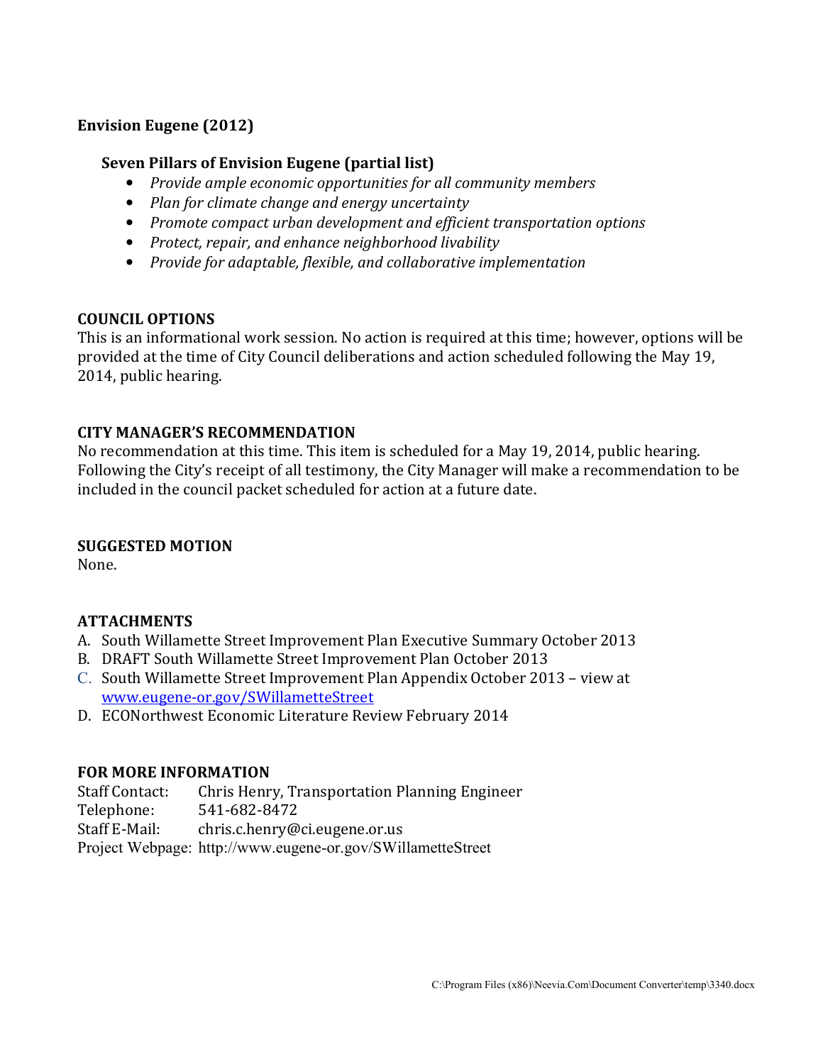**Envision Eugene (2012)**

**Seven Pillars of Envision Eugene (partial list)**

- *Provide ample economic opportunities for all community members*
- *Plan for climate change and energy uncertainty*
- *Promote compact urban development and efficient transportation options*
- *Protect, repair, and enhance neighborhood livability*
- *Provide for adaptable, flexible, and collaborative implementation*

**COUNCIL OPTIONS**

This is an informational work session. No action is required at this time; however, options will be provided at the time of City Council deliberations and action scheduled following the May 19, 2014, public hearing.

**CITY MANAGER'S RECOMMENDATION**

No recommendation at this time. This item is scheduled for a May 19, 2014, public hearing. Following the City's receipt of all testimony, the City Manager will make a recommendation to be included in the council packet scheduled for action at a future date.

**SUGGESTED MOTION**

None.

**ATTACHMENTS**

A. South Willamette Street Improvement Plan Executive Summary October 2013
B. DRAFT South Willamette Street Improvement Plan October 2013
C. South Willamette Street Improvement Plan Appendix October 2013 – view at www.eugene-or.gov/SWillametteStreet
D. ECONorthwest Economic Literature Review February 2014

**FOR MORE INFORMATION**

Staff Contact: Chris Henry, Transportation Planning Engineer
Telephone: 541-682-8472
Staff E-Mail: chris.c.henry@ci.eugene.or.us
Project Webpage: http://www.eugene-or.gov/SWillametteStreet

C:\Program Files (x86)\Neevia.Com\Document Converter\temp\3340.docx